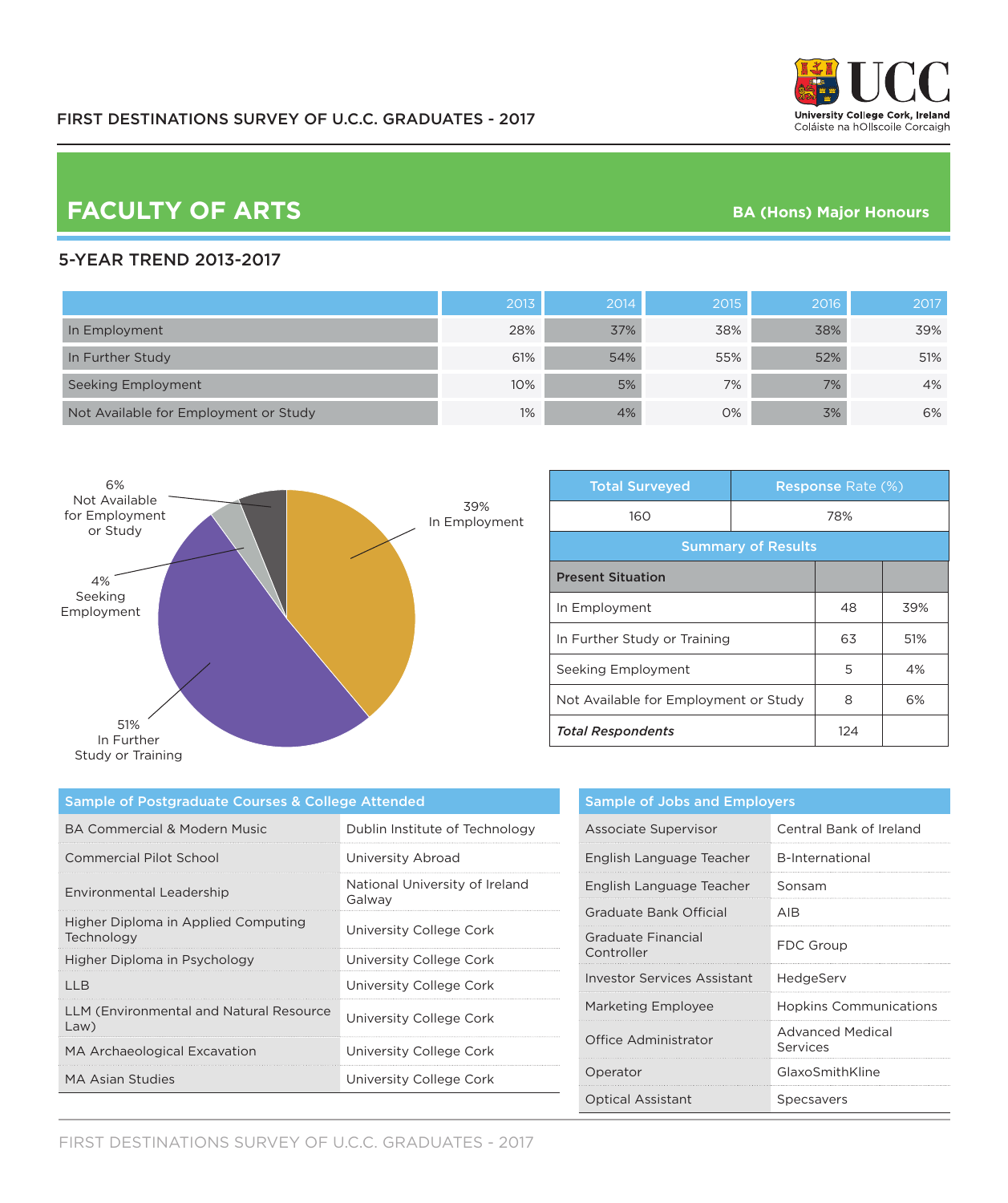FIRST DESTINATIONS SURVEY OF U.C.C. GRADUATES - 2017

University College Cork, Ireland
Coláiste na hOllscoile Corcaigh

# FACULTY OF ARTS

**BA (Hons) Major Honours**

## 5-YEAR TREND 2013-2017

| | 2013 | 2014 | 2015 | 2016 | 2017 |
|---|---|---|---|---|---|
| In Employment | 28% | 37% | 38% | 38% | 39% |
| In Further Study | 61% | 54% | 55% | 52% | 51% |
| Seeking Employment | 10% | 5% | 7% | 7% | 4% |
| Not Available for Employment or Study | 1% | 4% | 0% | 3% | 6% |

39% In Employment
51% In Further Study or Training
4% Seeking Employment
6% Not Available for Employment or Study

| Total Surveyed | Response Rate (%) |
|---|---|
| 160 | 78% |

**Summary of Results**

| Present Situation | | |
|---|---|---|
| In Employment | 48 | 39% |
| In Further Study or Training | 63 | 51% |
| Seeking Employment | 5 | 4% |
| Not Available for Employment or Study | 8 | 6% |
| ***Total Respondents*** | 124 | |

**Sample of Postgraduate Courses & College Attended**

| Course | College |
|---|---|
| BA Commercial & Modern Music | Dublin Institute of Technology |
| Commercial Pilot School | University Abroad |
| Environmental Leadership | National University of Ireland Galway |
| Higher Diploma in Applied Computing Technology | University College Cork |
| Higher Diploma in Psychology | University College Cork |
| LLB | University College Cork |
| LLM (Environmental and Natural Resource Law) | University College Cork |
| MA Archaeological Excavation | University College Cork |
| MA Asian Studies | University College Cork |

**Sample of Jobs and Employers**

| Job | Employer |
|---|---|
| Associate Supervisor | Central Bank of Ireland |
| English Language Teacher | B-International |
| English Language Teacher | Sonsam |
| Graduate Bank Official | AIB |
| Graduate Financial Controller | FDC Group |
| Investor Services Assistant | HedgeServ |
| Marketing Employee | Hopkins Communications |
| Office Administrator | Advanced Medical Services |
| Operator | GlaxoSmithKline |
| Optical Assistant | Specsavers |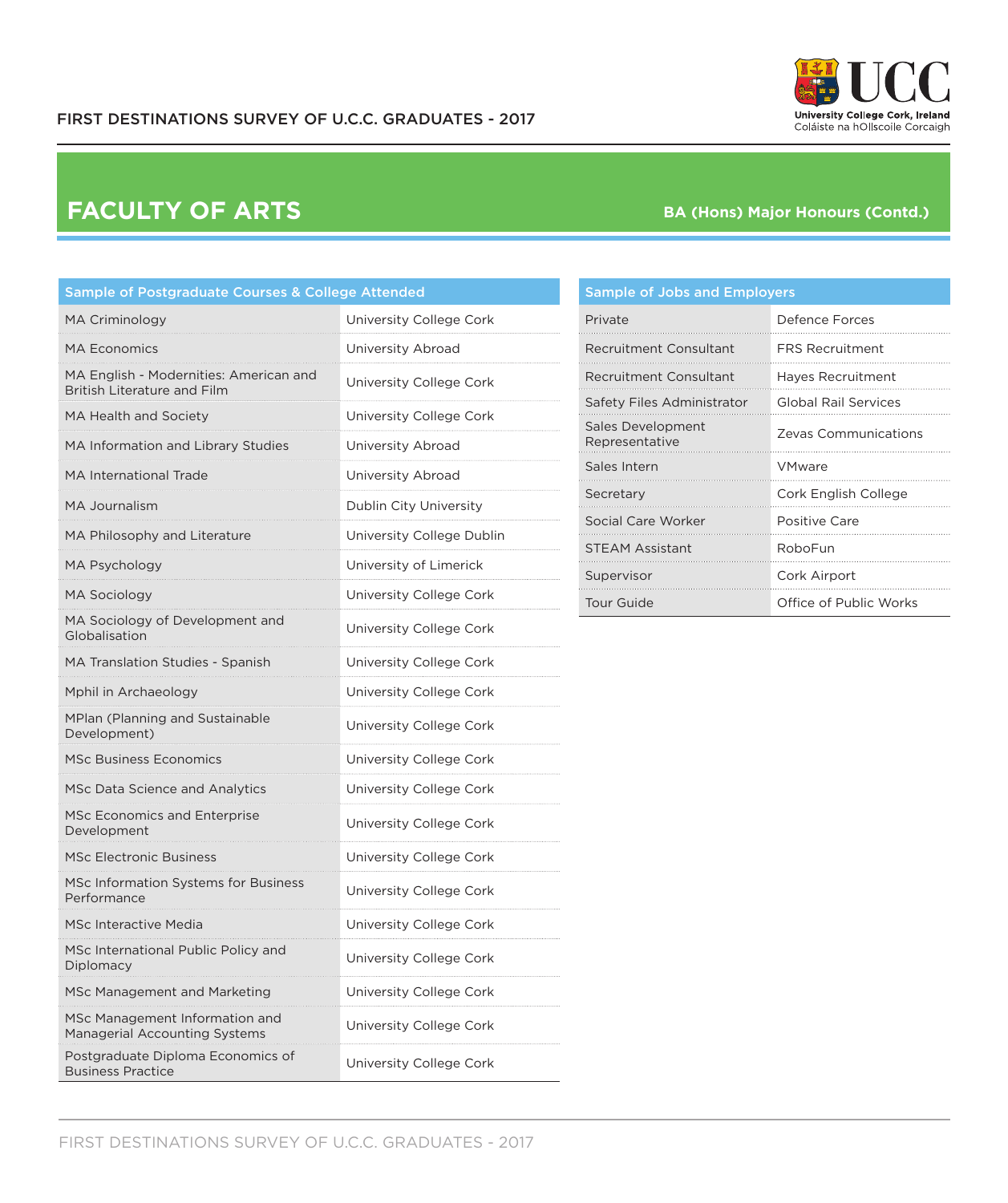# FACULTY OF ARTS

## BA (Hons) Major Honours (Contd.)

| Sample of Postgraduate Courses & College Attended | |
|---|---|
| MA Criminology | University College Cork |
| MA Economics | University Abroad |
| MA English - Modernities: American and British Literature and Film | University College Cork |
| MA Health and Society | University College Cork |
| MA Information and Library Studies | University Abroad |
| MA International Trade | University Abroad |
| MA Journalism | Dublin City University |
| MA Philosophy and Literature | University College Dublin |
| MA Psychology | University of Limerick |
| MA Sociology | University College Cork |
| MA Sociology of Development and Globalisation | University College Cork |
| MA Translation Studies - Spanish | University College Cork |
| Mphil in Archaeology | University College Cork |
| MPlan (Planning and Sustainable Development) | University College Cork |
| MSc Business Economics | University College Cork |
| MSc Data Science and Analytics | University College Cork |
| MSc Economics and Enterprise Development | University College Cork |
| MSc Electronic Business | University College Cork |
| MSc Information Systems for Business Performance | University College Cork |
| MSc Interactive Media | University College Cork |
| MSc International Public Policy and Diplomacy | University College Cork |
| MSc Management and Marketing | University College Cork |
| MSc Management Information and Managerial Accounting Systems | University College Cork |
| Postgraduate Diploma Economics of Business Practice | University College Cork |

| Sample of Jobs and Employers | |
|---|---|
| Private | Defence Forces |
| Recruitment Consultant | FRS Recruitment |
| Recruitment Consultant | Hayes Recruitment |
| Safety Files Administrator | Global Rail Services |
| Sales Development Representative | Zevas Communications |
| Sales Intern | VMware |
| Secretary | Cork English College |
| Social Care Worker | Positive Care |
| STEAM Assistant | RoboFun |
| Supervisor | Cork Airport |
| Tour Guide | Office of Public Works |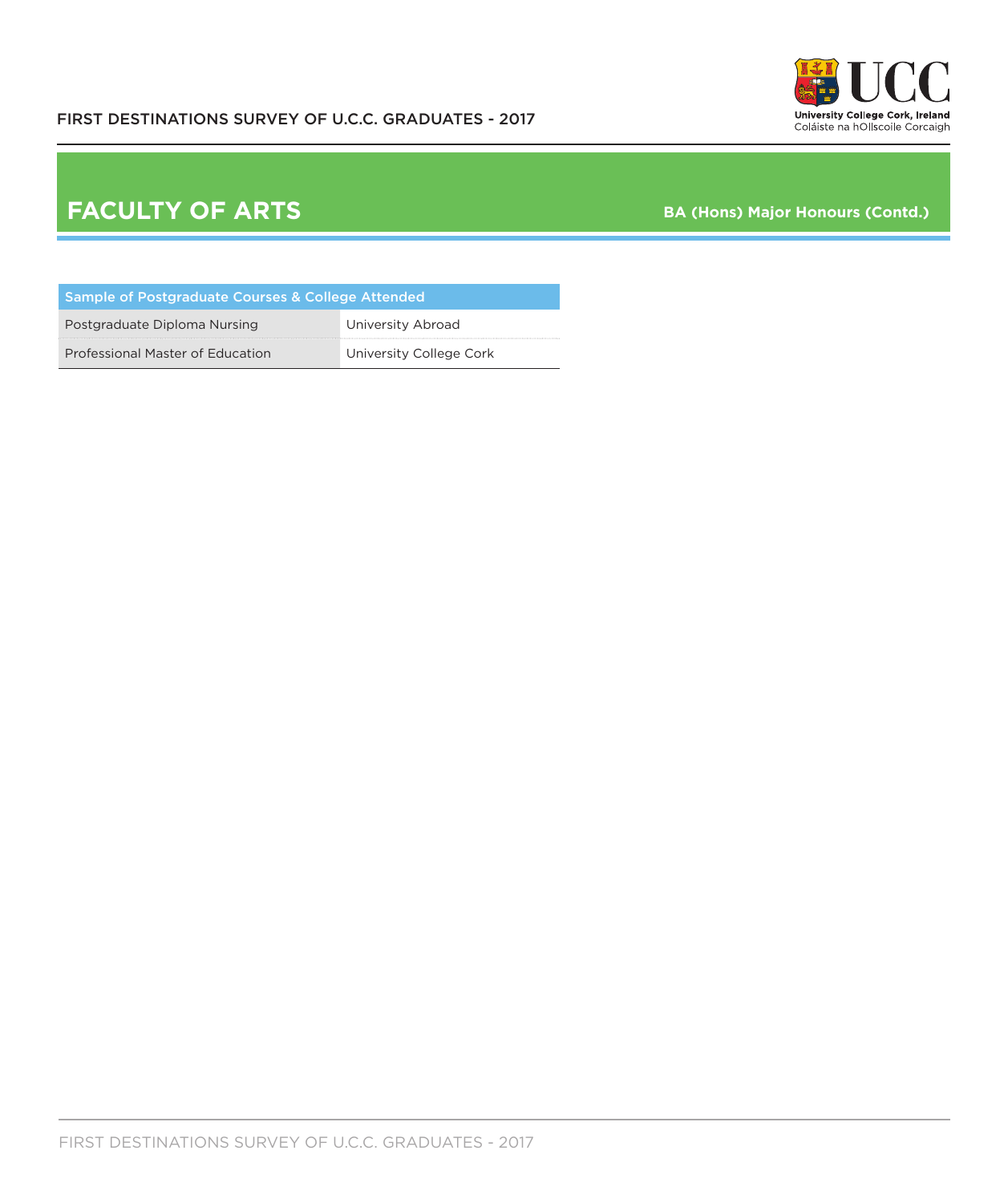# FACULTY OF ARTS

**BA (Hons) Major Honours (Contd.)**

| Sample of Postgraduate Courses & College Attended | |
|---|---|
| Postgraduate Diploma Nursing | University Abroad |
| Professional Master of Education | University College Cork |